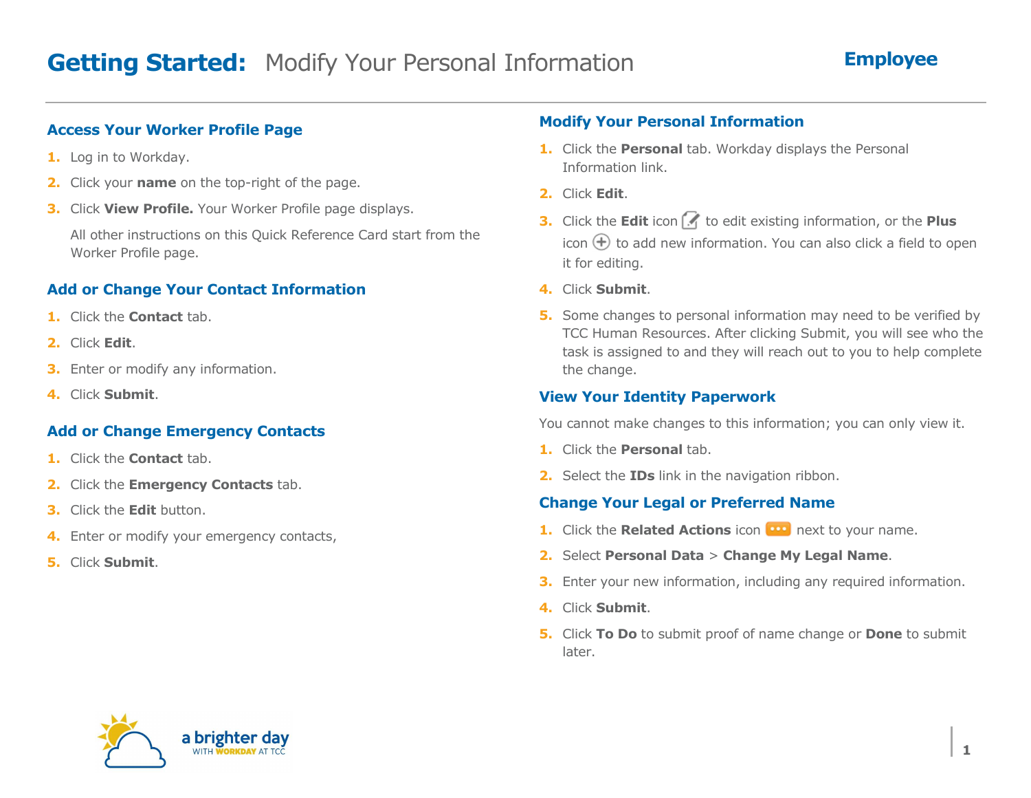# **Getting Started:** Modify Your Personal Information

**Employee**

## Access Your Worker Profile Page

1. Log in to Workday.
2. Click your **name** on the top-right of the page.
3. Click **View Profile.** Your Worker Profile page displays.

   All other instructions on this Quick Reference Card start from the Worker Profile page.

## Add or Change Your Contact Information

1. Click the **Contact** tab.
2. Click **Edit**.
3. Enter or modify any information.
4. Click **Submit**.

## Add or Change Emergency Contacts

1. Click the **Contact** tab.
2. Click the **Emergency Contacts** tab.
3. Click the **Edit** button.
4. Enter or modify your emergency contacts,
5. Click **Submit**.

## Modify Your Personal Information

1. Click the **Personal** tab. Workday displays the Personal Information link.
2. Click **Edit**.
3. Click the **Edit** icon to edit existing information, or the **Plus** icon to add new information. You can also click a field to open it for editing.
4. Click **Submit**.
5. Some changes to personal information may need to be verified by TCC Human Resources. After clicking Submit, you will see who the task is assigned to and they will reach out to you to help complete the change.

## View Your Identity Paperwork

You cannot make changes to this information; you can only view it.

1. Click the **Personal** tab.
2. Select the **IDs** link in the navigation ribbon.

## Change Your Legal or Preferred Name

1. Click the **Related Actions** icon next to your name.
2. Select **Personal Data** > **Change My Legal Name**.
3. Enter your new information, including any required information.
4. Click **Submit**.
5. Click **To Do** to submit proof of name change or **Done** to submit later.

a brighter day
WITH WORKDAY AT TCC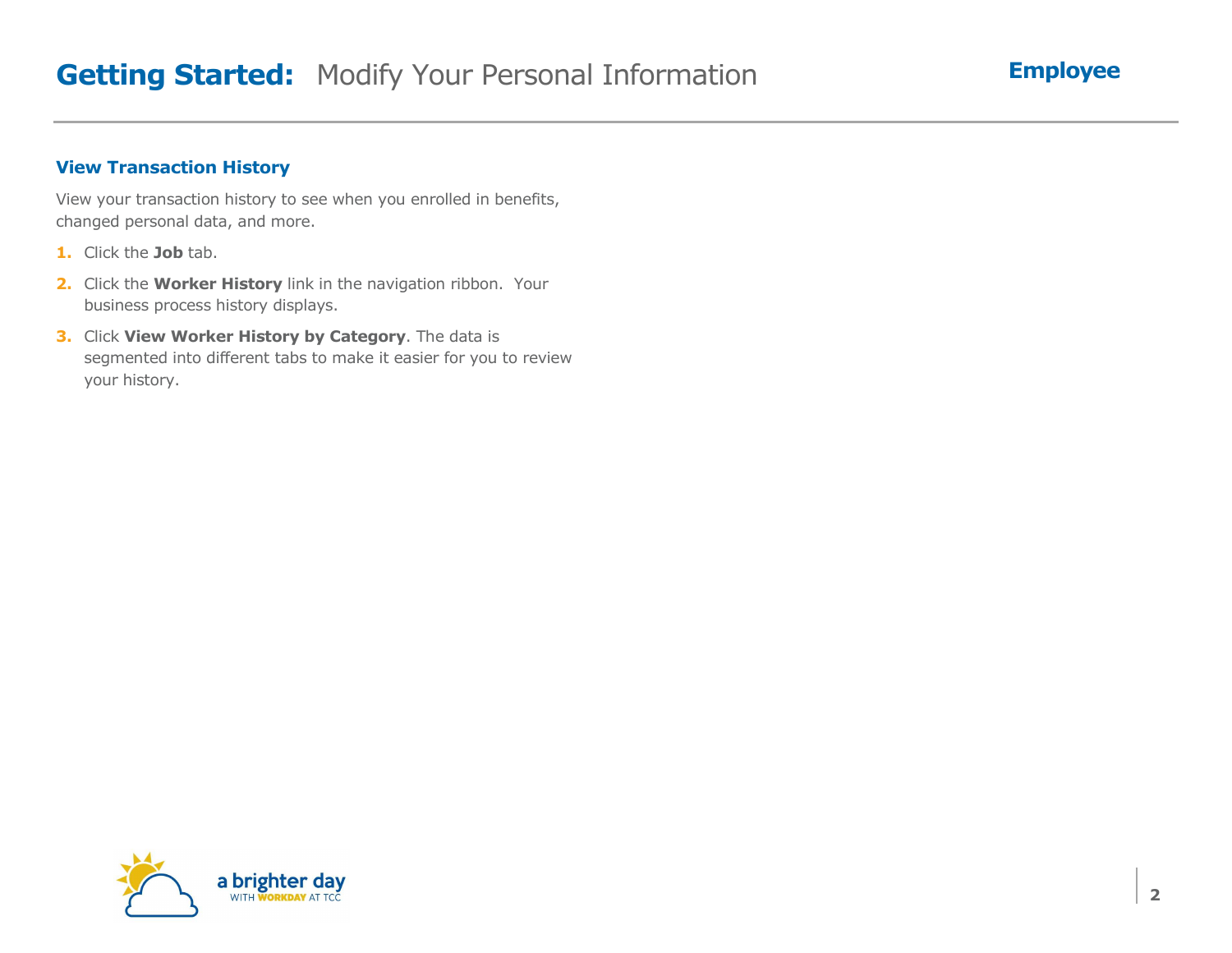## View Transaction History

View your transaction history to see when you enrolled in benefits, changed personal data, and more.

1. Click the **Job** tab.
2. Click the **Worker History** link in the navigation ribbon. Your business process history displays.
3. Click **View Worker History by Category**. The data is segmented into different tabs to make it easier for you to review your history.